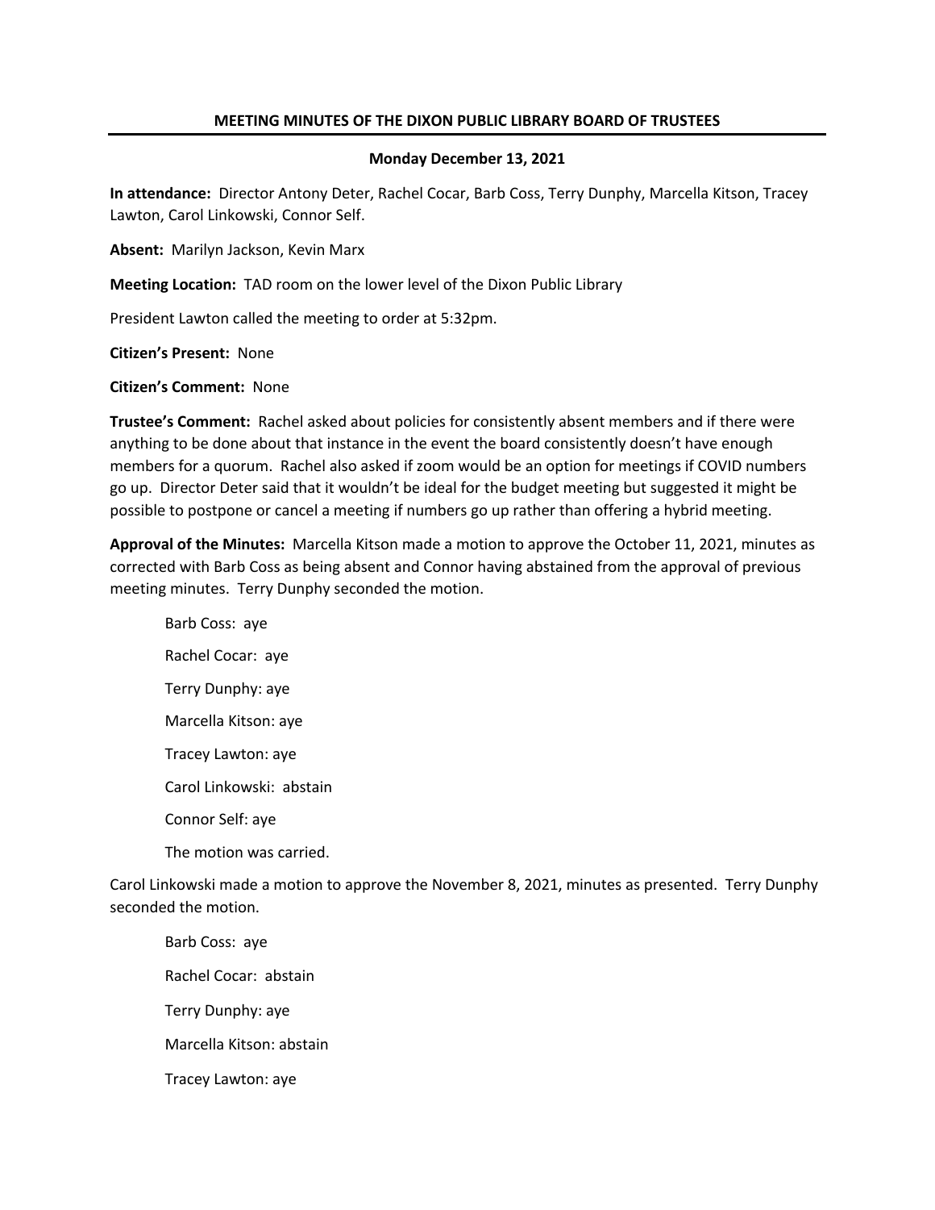## MEETING MINUTES OF THE DIXON PUBLIC LIBRARY BOARD OF TRUSTEES

**Monday December 13, 2021**

**In attendance:** Director Antony Deter, Rachel Cocar, Barb Coss, Terry Dunphy, Marcella Kitson, Tracey Lawton, Carol Linkowski, Connor Self.

**Absent:** Marilyn Jackson, Kevin Marx

**Meeting Location:** TAD room on the lower level of the Dixon Public Library

President Lawton called the meeting to order at 5:32pm.

**Citizen's Present:** None

**Citizen's Comment:** None

**Trustee's Comment:** Rachel asked about policies for consistently absent members and if there were anything to be done about that instance in the event the board consistently doesn't have enough members for a quorum. Rachel also asked if zoom would be an option for meetings if COVID numbers go up. Director Deter said that it wouldn't be ideal for the budget meeting but suggested it might be possible to postpone or cancel a meeting if numbers go up rather than offering a hybrid meeting.

**Approval of the Minutes:** Marcella Kitson made a motion to approve the October 11, 2021, minutes as corrected with Barb Coss as being absent and Connor having abstained from the approval of previous meeting minutes. Terry Dunphy seconded the motion.

Barb Coss: aye

Rachel Cocar: aye

Terry Dunphy: aye

Marcella Kitson: aye

Tracey Lawton: aye

Carol Linkowski: abstain

Connor Self: aye

The motion was carried.

Carol Linkowski made a motion to approve the November 8, 2021, minutes as presented. Terry Dunphy seconded the motion.

Barb Coss: aye

Rachel Cocar: abstain

Terry Dunphy: aye

Marcella Kitson: abstain

Tracey Lawton: aye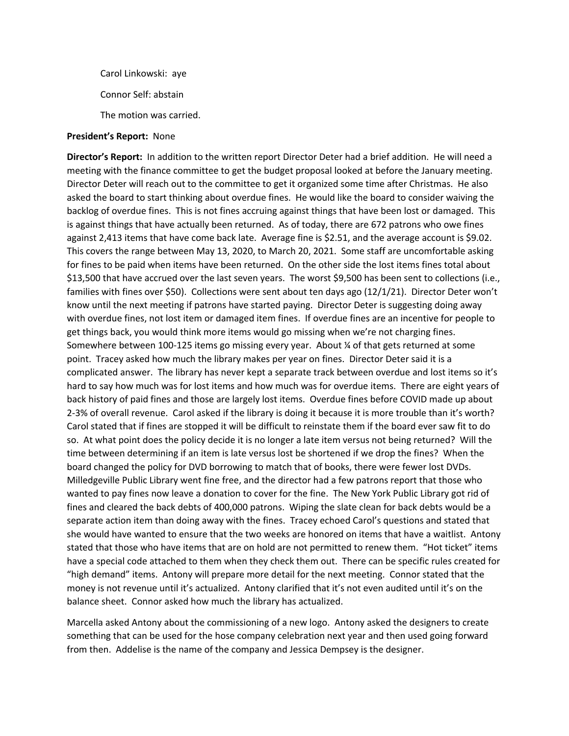Carol Linkowski: aye

Connor Self: abstain

The motion was carried.

**President's Report:** None

**Director's Report:** In addition to the written report Director Deter had a brief addition. He will need a meeting with the finance committee to get the budget proposal looked at before the January meeting. Director Deter will reach out to the committee to get it organized some time after Christmas. He also asked the board to start thinking about overdue fines. He would like the board to consider waiving the backlog of overdue fines. This is not fines accruing against things that have been lost or damaged. This is against things that have actually been returned. As of today, there are 672 patrons who owe fines against 2,413 items that have come back late. Average fine is $2.51, and the average account is $9.02. This covers the range between May 13, 2020, to March 20, 2021. Some staff are uncomfortable asking for fines to be paid when items have been returned. On the other side the lost items fines total about $13,500 that have accrued over the last seven years. The worst $9,500 has been sent to collections (i.e., families with fines over $50). Collections were sent about ten days ago (12/1/21). Director Deter won't know until the next meeting if patrons have started paying. Director Deter is suggesting doing away with overdue fines, not lost item or damaged item fines. If overdue fines are an incentive for people to get things back, you would think more items would go missing when we're not charging fines. Somewhere between 100-125 items go missing every year. About ¼ of that gets returned at some point. Tracey asked how much the library makes per year on fines. Director Deter said it is a complicated answer. The library has never kept a separate track between overdue and lost items so it's hard to say how much was for lost items and how much was for overdue items. There are eight years of back history of paid fines and those are largely lost items. Overdue fines before COVID made up about 2-3% of overall revenue. Carol asked if the library is doing it because it is more trouble than it's worth? Carol stated that if fines are stopped it will be difficult to reinstate them if the board ever saw fit to do so. At what point does the policy decide it is no longer a late item versus not being returned? Will the time between determining if an item is late versus lost be shortened if we drop the fines? When the board changed the policy for DVD borrowing to match that of books, there were fewer lost DVDs. Milledgeville Public Library went fine free, and the director had a few patrons report that those who wanted to pay fines now leave a donation to cover for the fine. The New York Public Library got rid of fines and cleared the back debts of 400,000 patrons. Wiping the slate clean for back debts would be a separate action item than doing away with the fines. Tracey echoed Carol's questions and stated that she would have wanted to ensure that the two weeks are honored on items that have a waitlist. Antony stated that those who have items that are on hold are not permitted to renew them. "Hot ticket" items have a special code attached to them when they check them out. There can be specific rules created for "high demand" items. Antony will prepare more detail for the next meeting. Connor stated that the money is not revenue until it's actualized. Antony clarified that it's not even audited until it's on the balance sheet. Connor asked how much the library has actualized.

Marcella asked Antony about the commissioning of a new logo. Antony asked the designers to create something that can be used for the hose company celebration next year and then used going forward from then. Addelise is the name of the company and Jessica Dempsey is the designer.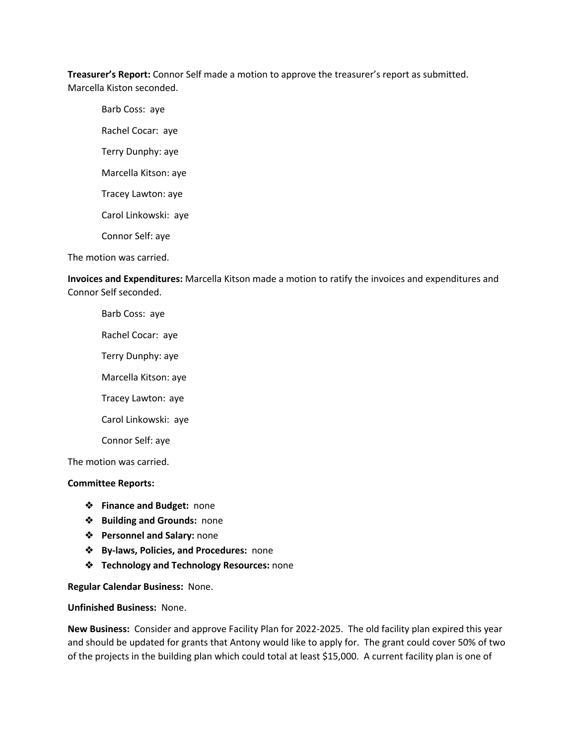**Treasurer's Report:** Connor Self made a motion to approve the treasurer's report as submitted. Marcella Kiston seconded.

Barb Coss: aye

Rachel Cocar: aye

Terry Dunphy: aye

Marcella Kitson: aye

Tracey Lawton: aye

Carol Linkowski: aye

Connor Self: aye

The motion was carried.

**Invoices and Expenditures:** Marcella Kitson made a motion to ratify the invoices and expenditures and Connor Self seconded.

Barb Coss: aye

Rachel Cocar: aye

Terry Dunphy: aye

Marcella Kitson: aye

Tracey Lawton: aye

Carol Linkowski: aye

Connor Self: aye

The motion was carried.

**Committee Reports:**

- **Finance and Budget:** none
- **Building and Grounds:** none
- **Personnel and Salary:** none
- **By-laws, Policies, and Procedures:** none
- **Technology and Technology Resources:** none

**Regular Calendar Business:** None.

**Unfinished Business:** None.

**New Business:** Consider and approve Facility Plan for 2022-2025. The old facility plan expired this year and should be updated for grants that Antony would like to apply for. The grant could cover 50% of two of the projects in the building plan which could total at least $15,000. A current facility plan is one of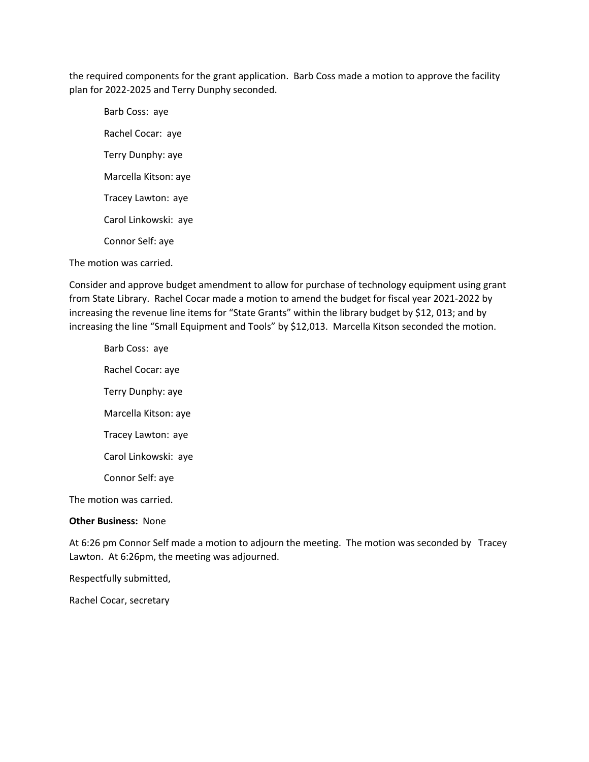the required components for the grant application. Barb Coss made a motion to approve the facility plan for 2022-2025 and Terry Dunphy seconded.

Barb Coss: aye

Rachel Cocar: aye

Terry Dunphy: aye

Marcella Kitson: aye

Tracey Lawton: aye

Carol Linkowski: aye

Connor Self: aye

The motion was carried.

Consider and approve budget amendment to allow for purchase of technology equipment using grant from State Library. Rachel Cocar made a motion to amend the budget for fiscal year 2021-2022 by increasing the revenue line items for "State Grants" within the library budget by $12, 013; and by increasing the line "Small Equipment and Tools" by $12,013. Marcella Kitson seconded the motion.

Barb Coss: aye

Rachel Cocar: aye

Terry Dunphy: aye

Marcella Kitson: aye

Tracey Lawton: aye

Carol Linkowski: aye

Connor Self: aye

The motion was carried.

**Other Business:** None

At 6:26 pm Connor Self made a motion to adjourn the meeting. The motion was seconded by Tracey Lawton. At 6:26pm, the meeting was adjourned.

Respectfully submitted,

Rachel Cocar, secretary